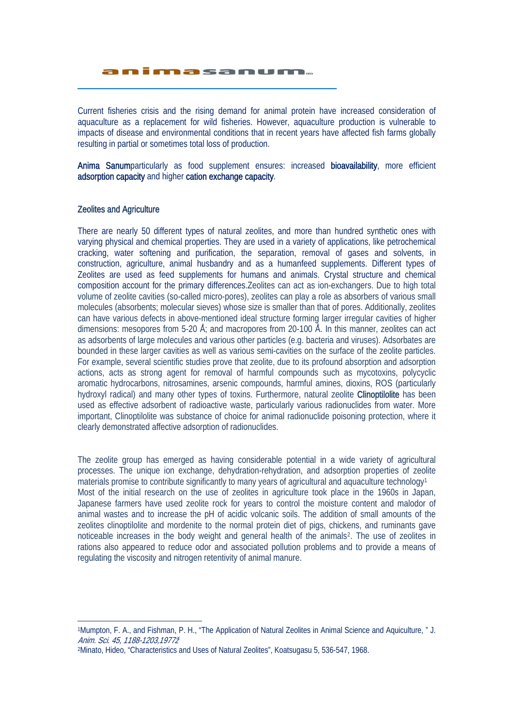# animasanum

Current fisheries crisis and the rising demand for animal protein have increased consideration of aquaculture as a replacement for wild fisheries. However, aquaculture production is vulnerable to impacts of disease and environmental conditions that in recent years have affected fish farms globally resulting in partial or sometimes total loss of production.

**Anima Sanum**particularly as food supplement ensures: increased **bioavailability**, more efficient **adsorption capacity** and higher **cation exchange capacity**.

## Zeolites and Agriculture

There are nearly 50 different types of natural zeolites, and more than hundred synthetic ones with varying physical and chemical properties. They are used in a variety of applications, like petrochemical cracking, water softening and purification, the separation, removal of gases and solvents, in construction, agriculture, animal husbandry and as a humanfeed supplements. Different types of Zeolites are used as feed supplements for humans and animals. Crystal structure and chemical composition account for the primary differences.Zeolites can act as ion-exchangers. Due to high total volume of zeolite cavities (so-called micro-pores), zeolites can play a role as absorbers of various small molecules (absorbents; molecular sieves) whose size is smaller than that of pores. Additionally, zeolites can have various defects in above-mentioned ideal structure forming larger irregular cavities of higher dimensions: mesopores from 5-20 Å; and macropores from 20-100 Å. In this manner, zeolites can act as adsorbents of large molecules and various other particles (e.g. bacteria and viruses). Adsorbates are bounded in these larger cavities as well as various semi-cavities on the surface of the zeolite particles. For example, several scientific studies prove that zeolite, due to its profound absorption and adsorption actions, acts as strong agent for removal of harmful compounds such as mycotoxins, polycyclic aromatic hydrocarbons, nitrosamines, arsenic compounds, harmful amines, dioxins, ROS (particularly hydroxyl radical) and many other types of toxins. Furthermore, natural zeolite **Clinoptilolite** has been used as effective adsorbent of radioactive waste, particularly various radionuclides from water. More important, Clinoptilolite was substance of choice for animal radionuclide poisoning protection, where it clearly demonstrated affective adsorption of radionuclides.

The zeolite group has emerged as having considerable potential in a wide variety of agricultural processes. The unique ion exchange, dehydration-rehydration, and adsorption properties of zeolite materials promise to contribute significantly to many years of agricultural and aquaculture technology[1]
Most of the initial research on the use of zeolites in agriculture took place in the 1960s in Japan, Japanese farmers have used zeolite rock for years to control the moisture content and malodor of animal wastes and to increase the pH of acidic volcanic soils. The addition of small amounts of the zeolites clinoptilolite and mordenite to the normal protein diet of pigs, chickens, and ruminants gave noticeable increases in the body weight and general health of the animals[2]. The use of zeolites in rations also appeared to reduce odor and associated pollution problems and to provide a means of regulating the viscosity and nitrogen retentivity of animal manure.

---

[1] Mumpton, F. A., and Fishman, P. H., "The Application of Natural Zeolites in Animal Science and Aquiculture, " J. *Anim. Sci. 45, 1188-1203,1977ž*

[2] Minato, Hideo, "Characteristics and Uses of Natural Zeolites", Koatsugasu 5, 536-547, 1968.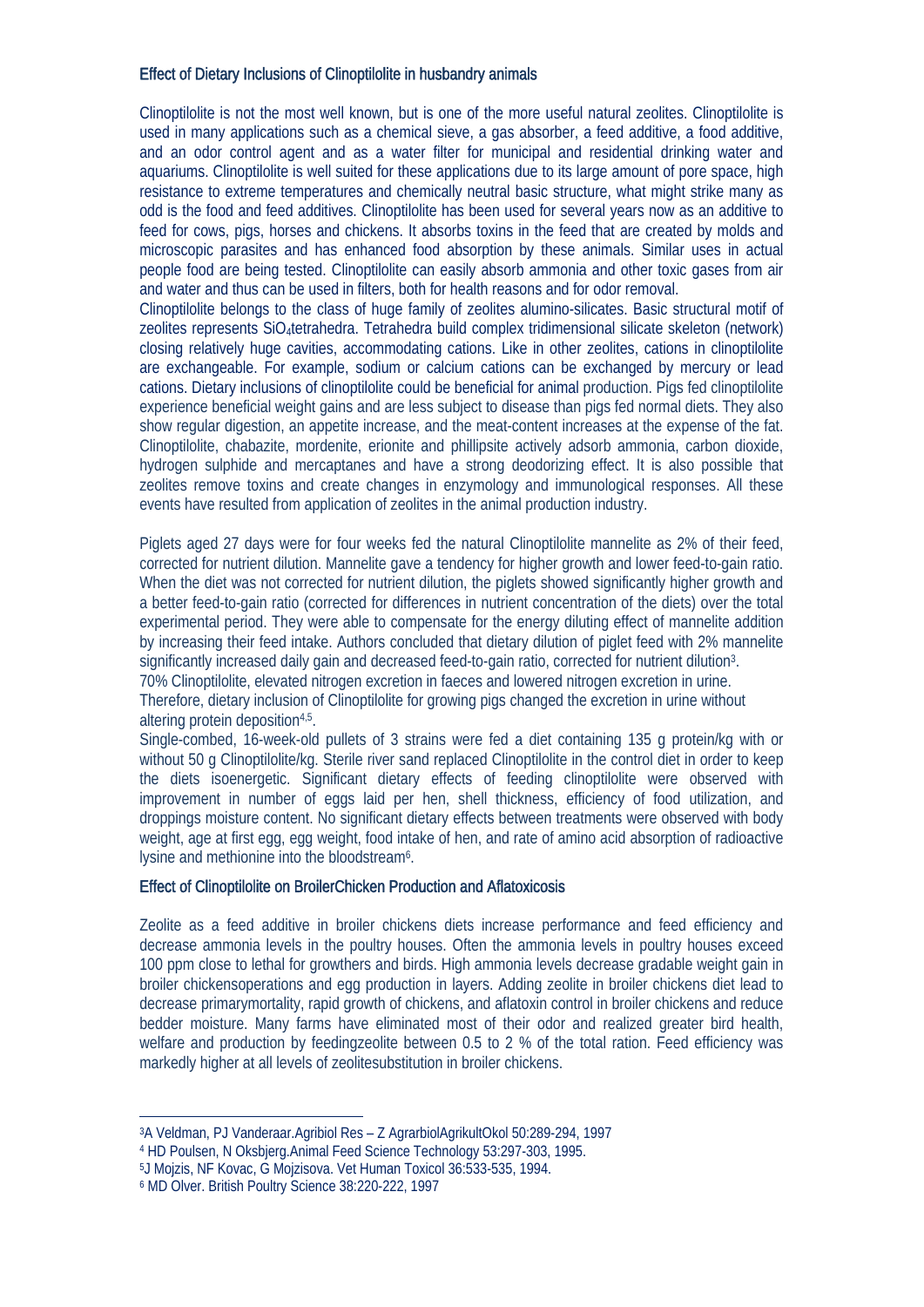## Effect of Dietary Inclusions of Clinoptilolite in husbandry animals

Clinoptilolite is not the most well known, but is one of the more useful natural zeolites. Clinoptilolite is used in many applications such as a chemical sieve, a gas absorber, a feed additive, a food additive, and an odor control agent and as a water filter for municipal and residential drinking water and aquariums. Clinoptilolite is well suited for these applications due to its large amount of pore space, high resistance to extreme temperatures and chemically neutral basic structure, what might strike many as odd is the food and feed additives. Clinoptilolite has been used for several years now as an additive to feed for cows, pigs, horses and chickens. It absorbs toxins in the feed that are created by molds and microscopic parasites and has enhanced food absorption by these animals. Similar uses in actual people food are being tested. Clinoptilolite can easily absorb ammonia and other toxic gases from air and water and thus can be used in filters, both for health reasons and for odor removal.
Clinoptilolite belongs to the class of huge family of zeolites alumino-silicates. Basic structural motif of zeolites represents $SiO_4$tetrahedra. Tetrahedra build complex tridimensional silicate skeleton (network) closing relatively huge cavities, accommodating cations. Like in other zeolites, cations in clinoptilolite are exchangeable. For example, sodium or calcium cations can be exchanged by mercury or lead cations. Dietary inclusions of clinoptilolite could be beneficial for animal production. Pigs fed clinoptilolite experience beneficial weight gains and are less subject to disease than pigs fed normal diets. They also show regular digestion, an appetite increase, and the meat-content increases at the expense of the fat. Clinoptilolite, chabazite, mordenite, erionite and phillipsite actively adsorb ammonia, carbon dioxide, hydrogen sulphide and mercaptanes and have a strong deodorizing effect. It is also possible that zeolites remove toxins and create changes in enzymology and immunological responses. All these events have resulted from application of zeolites in the animal production industry.

Piglets aged 27 days were for four weeks fed the natural Clinoptilolite mannelite as 2% of their feed, corrected for nutrient dilution. Mannelite gave a tendency for higher growth and lower feed-to-gain ratio. When the diet was not corrected for nutrient dilution, the piglets showed significantly higher growth and a better feed-to-gain ratio (corrected for differences in nutrient concentration of the diets) over the total experimental period. They were able to compensate for the energy diluting effect of mannelite addition by increasing their feed intake. Authors concluded that dietary dilution of piglet feed with 2% mannelite significantly increased daily gain and decreased feed-to-gain ratio, corrected for nutrient dilution[3].
70% Clinoptilolite, elevated nitrogen excretion in faeces and lowered nitrogen excretion in urine.
Therefore, dietary inclusion of Clinoptilolite for growing pigs changed the excretion in urine without altering protein deposition[4,5].
Single-combed, 16-week-old pullets of 3 strains were fed a diet containing 135 g protein/kg with or without 50 g Clinoptilolite/kg. Sterile river sand replaced Clinoptilolite in the control diet in order to keep the diets isoenergetic. Significant dietary effects of feeding clinoptilolite were observed with improvement in number of eggs laid per hen, shell thickness, efficiency of food utilization, and droppings moisture content. No significant dietary effects between treatments were observed with body weight, age at first egg, egg weight, food intake of hen, and rate of amino acid absorption of radioactive lysine and methionine into the bloodstream[6].

## Effect of Clinoptilolite on BroilerChicken Production and Aflatoxicosis

Zeolite as a feed additive in broiler chickens diets increase performance and feed efficiency and decrease ammonia levels in the poultry houses. Often the ammonia levels in poultry houses exceed 100 ppm close to lethal for growthers and birds. High ammonia levels decrease gradable weight gain in broiler chickensoperations and egg production in layers. Adding zeolite in broiler chickens diet lead to decrease primarymortality, rapid growth of chickens, and aflatoxin control in broiler chickens and reduce bedder moisture. Many farms have eliminated most of their odor and realized greater bird health, welfare and production by feedingzeolite between 0.5 to 2 % of the total ration. Feed efficiency was markedly higher at all levels of zeolitesubstitution in broiler chickens.

---

[3] A Veldman, PJ Vanderaar.Agribiol Res – Z AgrarbiolAgrikultOkol 50:289-294, 1997
[4] HD Poulsen, N Oksbjerg.Animal Feed Science Technology 53:297-303, 1995.
[5] J Mojzis, NF Kovac, G Mojzisova. Vet Human Toxicol 36:533-535, 1994.
[6] MD Olver. British Poultry Science 38:220-222, 1997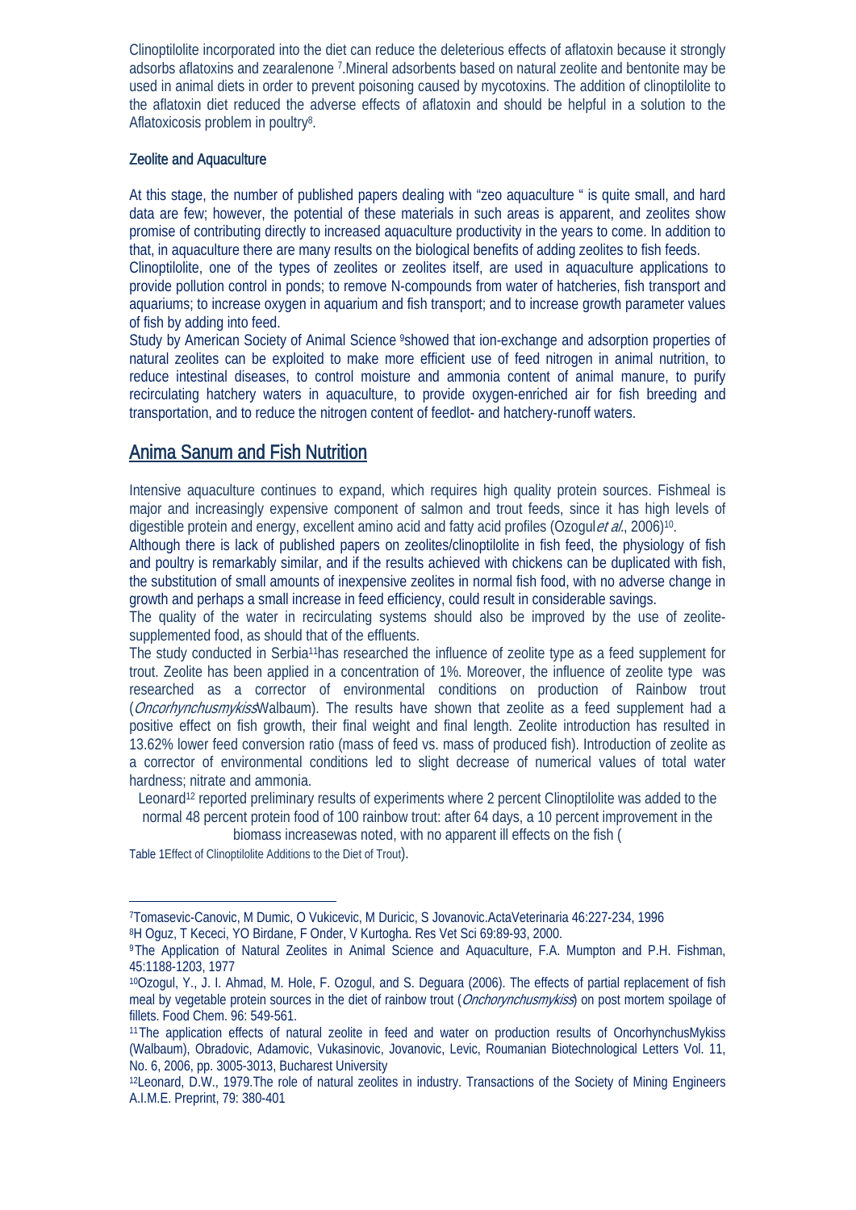Clinoptilolite incorporated into the diet can reduce the deleterious effects of aflatoxin because it strongly adsorbs aflatoxins and zearalenone [7].Mineral adsorbents based on natural zeolite and bentonite may be used in animal diets in order to prevent poisoning caused by mycotoxins. The addition of clinoptilolite to the aflatoxin diet reduced the adverse effects of aflatoxin and should be helpful in a solution to the Aflatoxicosis problem in poultry[8].

### Zeolite and Aquaculture

At this stage, the number of published papers dealing with "zeo aquaculture " is quite small, and hard data are few; however, the potential of these materials in such areas is apparent, and zeolites show promise of contributing directly to increased aquaculture productivity in the years to come. In addition to that, in aquaculture there are many results on the biological benefits of adding zeolites to fish feeds.

Clinoptilolite, one of the types of zeolites or zeolites itself, are used in aquaculture applications to provide pollution control in ponds; to remove N-compounds from water of hatcheries, fish transport and aquariums; to increase oxygen in aquarium and fish transport; and to increase growth parameter values of fish by adding into feed.

Study by American Society of Animal Science [9]showed that ion-exchange and adsorption properties of natural zeolites can be exploited to make more efficient use of feed nitrogen in animal nutrition, to reduce intestinal diseases, to control moisture and ammonia content of animal manure, to purify recirculating hatchery waters in aquaculture, to provide oxygen-enriched air for fish breeding and transportation, and to reduce the nitrogen content of feedlot- and hatchery-runoff waters.

## Anima Sanum and Fish Nutrition

Intensive aquaculture continues to expand, which requires high quality protein sources. Fishmeal is major and increasingly expensive component of salmon and trout feeds, since it has high levels of digestible protein and energy, excellent amino acid and fatty acid profiles (Ozogul*et al*., 2006)[10].

Although there is lack of published papers on zeolites/clinoptilolite in fish feed, the physiology of fish and poultry is remarkably similar, and if the results achieved with chickens can be duplicated with fish, the substitution of small amounts of inexpensive zeolites in normal fish food, with no adverse change in growth and perhaps a small increase in feed efficiency, could result in considerable savings.

The quality of the water in recirculating systems should also be improved by the use of zeolite-supplemented food, as should that of the effluents.

The study conducted in Serbia[11]has researched the influence of zeolite type as a feed supplement for trout. Zeolite has been applied in a concentration of 1%. Moreover, the influence of zeolite type was researched as a corrector of environmental conditions on production of Rainbow trout (*Oncorhynchusmykiss*Walbaum). The results have shown that zeolite as a feed supplement had a positive effect on fish growth, their final weight and final length. Zeolite introduction has resulted in 13.62% lower feed conversion ratio (mass of feed vs. mass of produced fish). Introduction of zeolite as a corrector of environmental conditions led to slight decrease of numerical values of total water hardness; nitrate and ammonia.

Leonard[12] reported preliminary results of experiments where 2 percent Clinoptilolite was added to the normal 48 percent protein food of 100 rainbow trout: after 64 days, a 10 percent improvement in the biomass increasewas noted, with no apparent ill effects on the fish (Table 1Effect of Clinoptilolite Additions to the Diet of Trout).

---

[7]Tomasevic-Canovic, M Dumic, O Vukicevic, M Duricic, S Jovanovic.ActaVeterinaria 46:227-234, 1996

[8]H Oguz, T Kececi, YO Birdane, F Onder, V Kurtogha. Res Vet Sci 69:89-93, 2000.

[9]The Application of Natural Zeolites in Animal Science and Aquaculture, F.A. Mumpton and P.H. Fishman, 45:1188-1203, 1977

[10]Ozogul, Y., J. I. Ahmad, M. Hole, F. Ozogul, and S. Deguara (2006). The effects of partial replacement of fish meal by vegetable protein sources in the diet of rainbow trout (*Onchorynchusmykiss*) on post mortem spoilage of fillets. Food Chem. 96: 549-561.

[11]The application effects of natural zeolite in feed and water on production results of OncorhynchusMykiss (Walbaum), Obradovic, Adamovic, Vukasinovic, Jovanovic, Levic, Roumanian Biotechnological Letters Vol. 11, No. 6, 2006, pp. 3005-3013, Bucharest University

[12]Leonard, D.W., 1979.The role of natural zeolites in industry. Transactions of the Society of Mining Engineers A.I.M.E. Preprint, 79: 380-401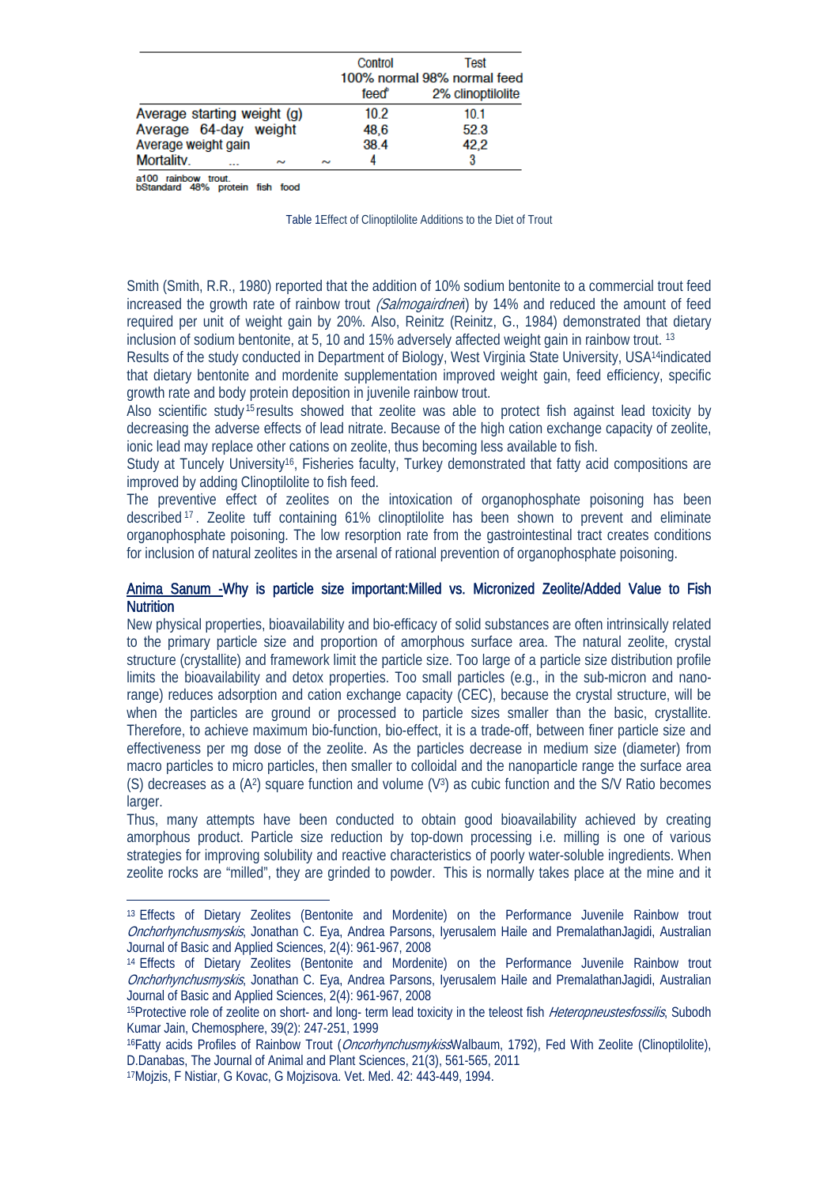| | Control 100% normal feed[a] | Test 98% normal feed 2% clinoptilolite |
|---|---|---|
| Average starting weight (g) | 10.2 | 10.1 |
| Average 64-day weight | 48,6 | 52.3 |
| Average weight gain | 38.4 | 42,2 |
| Mortality. ... ~ ~ | 4 | 3 |

a100 rainbow trout.
bStandard 48% protein fish food

Table 1Effect of Clinoptilolite Additions to the Diet of Trout

Smith (Smith, R.R., 1980) reported that the addition of 10% sodium bentonite to a commercial trout feed increased the growth rate of rainbow trout *(Salmogairdneri*) by 14% and reduced the amount of feed required per unit of weight gain by 20%. Also, Reinitz (Reinitz, G., 1984) demonstrated that dietary inclusion of sodium bentonite, at 5, 10 and 15% adversely affected weight gain in rainbow trout. [13]

Results of the study conducted in Department of Biology, West Virginia State University, USA[14]indicated that dietary bentonite and mordenite supplementation improved weight gain, feed efficiency, specific growth rate and body protein deposition in juvenile rainbow trout.

Also scientific study[15]results showed that zeolite was able to protect fish against lead toxicity by decreasing the adverse effects of lead nitrate. Because of the high cation exchange capacity of zeolite, ionic lead may replace other cations on zeolite, thus becoming less available to fish.

Study at Tuncely University[16], Fisheries faculty, Turkey demonstrated that fatty acid compositions are improved by adding Clinoptilolite to fish feed.

The preventive effect of zeolites on the intoxication of organophosphate poisoning has been described[17]. Zeolite tuff containing 61% clinoptilolite has been shown to prevent and eliminate organophosphate poisoning. The low resorption rate from the gastrointestinal tract creates conditions for inclusion of natural zeolites in the arsenal of rational prevention of organophosphate poisoning.

### Anima Sanum -Why is particle size important:Milled vs. Micronized Zeolite/Added Value to Fish Nutrition

New physical properties, bioavailability and bio-efficacy of solid substances are often intrinsically related to the primary particle size and proportion of amorphous surface area. The natural zeolite, crystal structure (crystallite) and framework limit the particle size. Too large of a particle size distribution profile limits the bioavailability and detox properties. Too small particles (e.g., in the sub-micron and nano-range) reduces adsorption and cation exchange capacity (CEC), because the crystal structure, will be when the particles are ground or processed to particle sizes smaller than the basic, crystallite. Therefore, to achieve maximum bio-function, bio-effect, it is a trade-off, between finer particle size and effectiveness per mg dose of the zeolite. As the particles decrease in medium size (diameter) from macro particles to micro particles, then smaller to colloidal and the nanoparticle range the surface area (S) decreases as a ($A^2$) square function and volume ($V^3$) as cubic function and the S/V Ratio becomes larger.

Thus, many attempts have been conducted to obtain good bioavailability achieved by creating amorphous product. Particle size reduction by top-down processing i.e. milling is one of various strategies for improving solubility and reactive characteristics of poorly water-soluble ingredients. When zeolite rocks are "milled", they are grinded to powder. This is normally takes place at the mine and it

---

[13] Effects of Dietary Zeolites (Bentonite and Mordenite) on the Performance Juvenile Rainbow trout *Onchorhynchusmyskis*, Jonathan C. Eya, Andrea Parsons, Iyerusalem Haile and PremalathanJagidi, Australian Journal of Basic and Applied Sciences, 2(4): 961-967, 2008

[14] Effects of Dietary Zeolites (Bentonite and Mordenite) on the Performance Juvenile Rainbow trout *Onchorhynchusmyskis*, Jonathan C. Eya, Andrea Parsons, Iyerusalem Haile and PremalathanJagidi, Australian Journal of Basic and Applied Sciences, 2(4): 961-967, 2008

[15]Protective role of zeolite on short- and long- term lead toxicity in the teleost fish *Heteropneustesfossilis*, Subodh Kumar Jain, Chemosphere, 39(2): 247-251, 1999

[16]Fatty acids Profiles of Rainbow Trout (*OncorhynchusmykissW*albaum, 1792), Fed With Zeolite (Clinoptilolite), D.Danabas, The Journal of Animal and Plant Sciences, 21(3), 561-565, 2011

[17]Mojzis, F Nistiar, G Kovac, G Mojzisova. Vet. Med. 42: 443-449, 1994.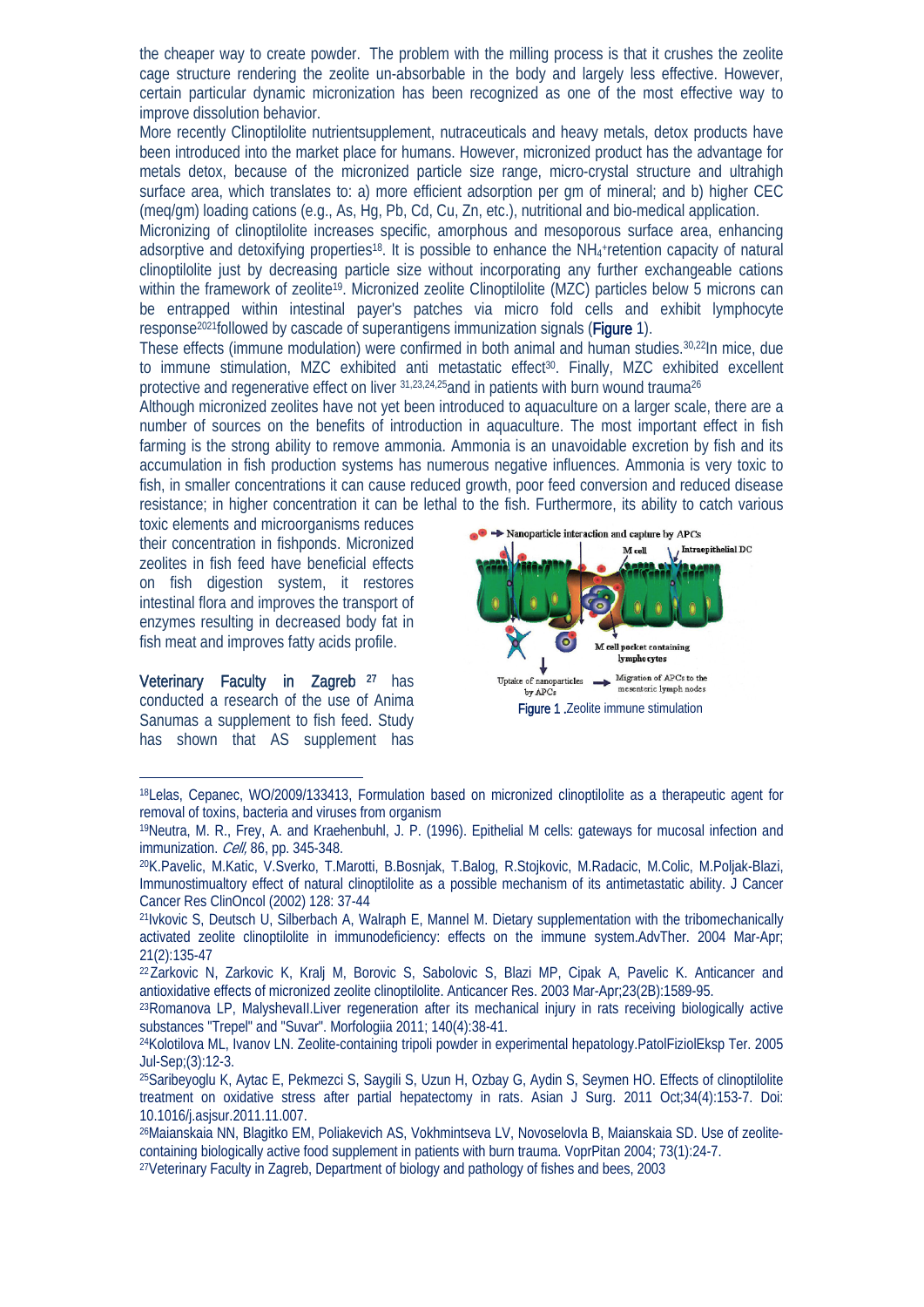the cheaper way to create powder. The problem with the milling process is that it crushes the zeolite cage structure rendering the zeolite un-absorbable in the body and largely less effective. However, certain particular dynamic micronization has been recognized as one of the most effective way to improve dissolution behavior.

More recently Clinoptilolite nutrientsupplement, nutraceuticals and heavy metals, detox products have been introduced into the market place for humans. However, micronized product has the advantage for metals detox, because of the micronized particle size range, micro-crystal structure and ultrahigh surface area, which translates to: a) more efficient adsorption per gm of mineral; and b) higher CEC (meq/gm) loading cations (e.g., As, Hg, Pb, Cd, Cu, Zn, etc.), nutritional and bio-medical application.

Micronizing of clinoptilolite increases specific, amorphous and mesoporous surface area, enhancing adsorptive and detoxifying properties[18]. It is possible to enhance the $NH_4^+$retention capacity of natural clinoptilolite just by decreasing particle size without incorporating any further exchangeable cations within the framework of zeolite[19]. Micronized zeolite Clinoptilolite (MZC) particles below 5 microns can be entrapped within intestinal payer's patches via micro fold cells and exhibit lymphocyte response[20,21]followed by cascade of superantigens immunization signals (**Figure** 1).

These effects (immune modulation) were confirmed in both animal and human studies.[30,22]In mice, due to immune stimulation, MZC exhibited anti metastatic effect[30]. Finally, MZC exhibited excellent protective and regenerative effect on liver [31,23,24,25]and in patients with burn wound trauma[26]

Although micronized zeolites have not yet been introduced to aquaculture on a larger scale, there are a number of sources on the benefits of introduction in aquaculture. The most important effect in fish farming is the strong ability to remove ammonia. Ammonia is an unavoidable excretion by fish and its accumulation in fish production systems has numerous negative influences. Ammonia is very toxic to fish, in smaller concentrations it can cause reduced growth, poor feed conversion and reduced disease resistance; in higher concentration it can be lethal to the fish. Furthermore, its ability to catch various toxic elements and microorganisms reduces their concentration in fishponds. Micronized zeolites in fish feed have beneficial effects on fish digestion system, it restores intestinal flora and improves the transport of enzymes resulting in decreased body fat in fish meat and improves fatty acids profile.

**Figure 1** .Zeolite immune stimulation

**Veterinary Faculty in Zagreb** [27] has conducted a research of the use of Anima Sanumas a supplement to fish feed. Study has shown that AS supplement has

---

[18]Lelas, Cepanec, WO/2009/133413, Formulation based on micronized clinoptilolite as a therapeutic agent for removal of toxins, bacteria and viruses from organism

[19]Neutra, M. R., Frey, A. and Kraehenbuhl, J. P. (1996). Epithelial M cells: gateways for mucosal infection and immunization. *Cell,* 86, pp. 345-348.

[20]K.Pavelic, M.Katic, V.Sverko, T.Marotti, B.Bosnjak, T.Balog, R.Stojkovic, M.Radacic, M.Colic, M.Poljak-Blazi, Immunostimualtory effect of natural clinoptilolite as a possible mechanism of its antimetastatic ability. J Cancer Cancer Res ClinOncol (2002) 128: 37-44

[21]Ivkovic S, Deutsch U, Silberbach A, Walraph E, Mannel M. Dietary supplementation with the tribomechanically activated zeolite clinoptilolite in immunodeficiency: effects on the immune system.AdvTher. 2004 Mar-Apr; 21(2):135-47

[22]Zarkovic N, Zarkovic K, Kralj M, Borovic S, Sabolovic S, Blazi MP, Cipak A, Pavelic K. Anticancer and antioxidative effects of micronized zeolite clinoptilolite. Anticancer Res. 2003 Mar-Apr;23(2B):1589-95.

[23]Romanova LP, MalyshevaII.Liver regeneration after its mechanical injury in rats receiving biologically active substances "Trepel" and "Suvar". Morfologiia 2011; 140(4):38-41.

[24]Kolotilova ML, Ivanov LN. Zeolite-containing tripoli powder in experimental hepatology.PatolFiziolEksp Ter. 2005 Jul-Sep;(3):12-3.

[25]Saribeyoglu K, Aytac E, Pekmezci S, Saygili S, Uzun H, Ozbay G, Aydin S, Seymen HO. Effects of clinoptilolite treatment on oxidative stress after partial hepatectomy in rats. Asian J Surg. 2011 Oct;34(4):153-7. Doi: 10.1016/j.asjsur.2011.11.007.

[26]Maianskaia NN, Blagitko EM, Poliakevich AS, Vokhmintseva LV, NovoselovIa B, Maianskaia SD. Use of zeolite-containing biologically active food supplement in patients with burn trauma. VoprPitan 2004; 73(1):24-7.

[27]Veterinary Faculty in Zagreb, Department of biology and pathology of fishes and bees, 2003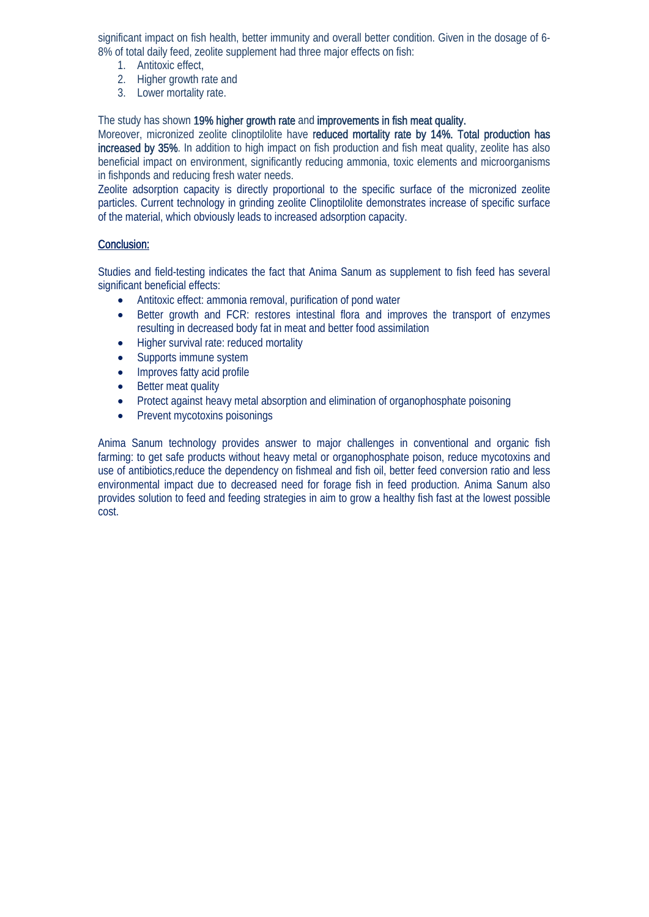significant impact on fish health, better immunity and overall better condition. Given in the dosage of 6-8% of total daily feed, zeolite supplement had three major effects on fish:

1. Antitoxic effect,
2. Higher growth rate and
3. Lower mortality rate.

The study has shown **19% higher growth rate** and **improvements in fish meat quality.**
Moreover, micronized zeolite clinoptilolite have **reduced mortality rate by 14%. Total production has increased by 35%**. In addition to high impact on fish production and fish meat quality, zeolite has also beneficial impact on environment, significantly reducing ammonia, toxic elements and microorganisms in fishponds and reducing fresh water needs.
Zeolite adsorption capacity is directly proportional to the specific surface of the micronized zeolite particles. Current technology in grinding zeolite Clinoptilolite demonstrates increase of specific surface of the material, which obviously leads to increased adsorption capacity.

<u>Conclusion:</u>

Studies and field-testing indicates the fact that Anima Sanum as supplement to fish feed has several significant beneficial effects:

- Antitoxic effect: ammonia removal, purification of pond water
- Better growth and FCR: restores intestinal flora and improves the transport of enzymes resulting in decreased body fat in meat and better food assimilation
- Higher survival rate: reduced mortality
- Supports immune system
- Improves fatty acid profile
- Better meat quality
- Protect against heavy metal absorption and elimination of organophosphate poisoning
- Prevent mycotoxins poisonings

Anima Sanum technology provides answer to major challenges in conventional and organic fish farming: to get safe products without heavy metal or organophosphate poison, reduce mycotoxins and use of antibiotics,reduce the dependency on fishmeal and fish oil, better feed conversion ratio and less environmental impact due to decreased need for forage fish in feed production. Anima Sanum also provides solution to feed and feeding strategies in aim to grow a healthy fish fast at the lowest possible cost.